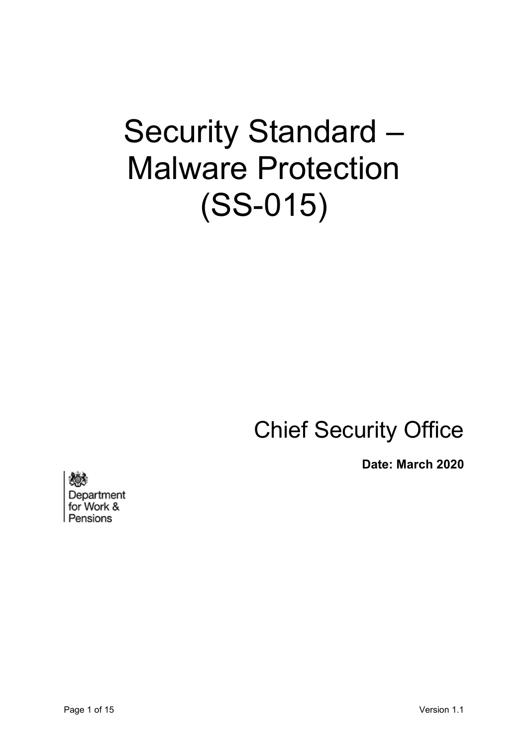# Security Standard – Malware Protection (SS-015)

Chief Security Office

**Date: March 2020**

Department for Work & Pensions

Version 1.1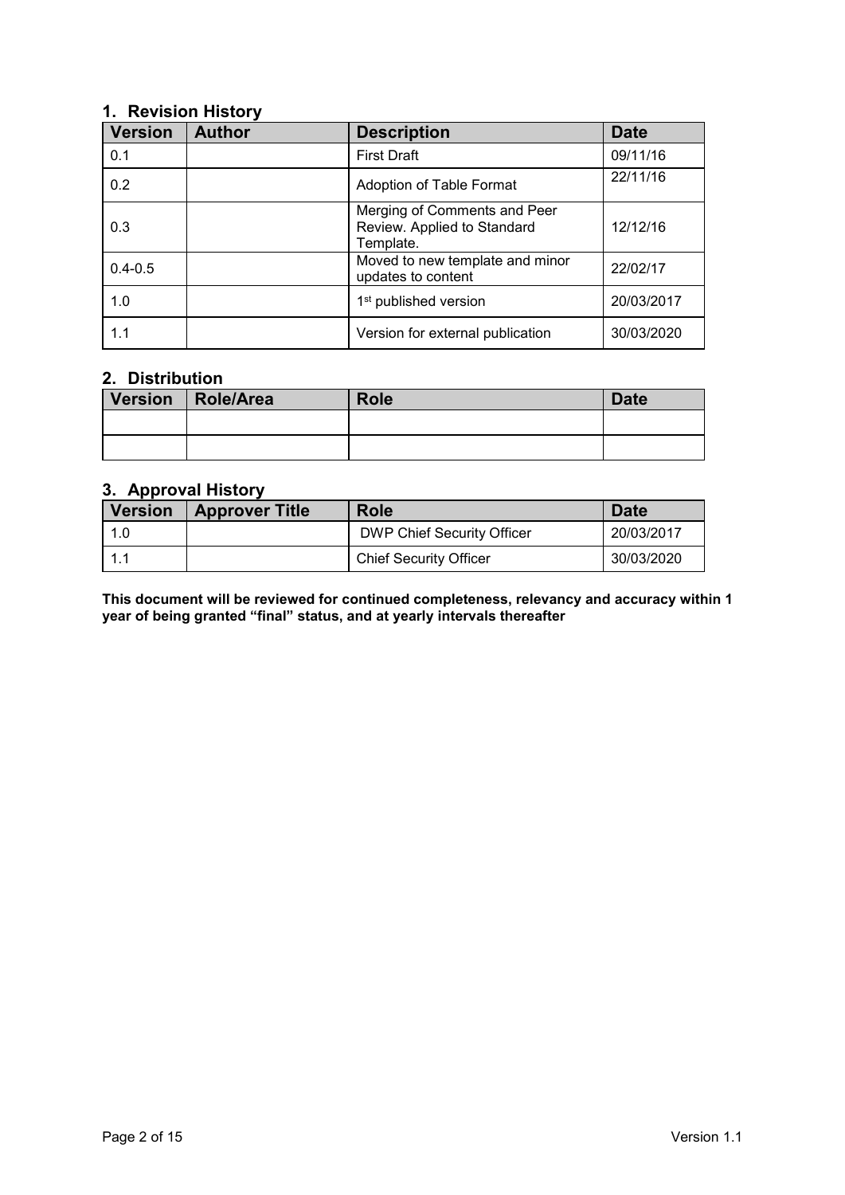## 1. Revision History

| Version | Author | Description | Date |
|---|---|---|---|
| 0.1 | | First Draft | 09/11/16 |
| 0.2 | | Adoption of Table Format | 22/11/16 |
| 0.3 | | Merging of Comments and Peer Review. Applied to Standard Template. | 12/12/16 |
| 0.4-0.5 | | Moved to new template and minor updates to content | 22/02/17 |
| 1.0 | | 1st published version | 20/03/2017 |
| 1.1 | | Version for external publication | 30/03/2020 |

## 2. Distribution

| Version | Role/Area | Role | Date |
|---|---|---|---|
| | | | |
| | | | |

## 3. Approval History

| Version | Approver Title | Role | Date |
|---|---|---|---|
| 1.0 | | DWP Chief Security Officer | 20/03/2017 |
| 1.1 | | Chief Security Officer | 30/03/2020 |

**This document will be reviewed for continued completeness, relevancy and accuracy within 1 year of being granted "final" status, and at yearly intervals thereafter**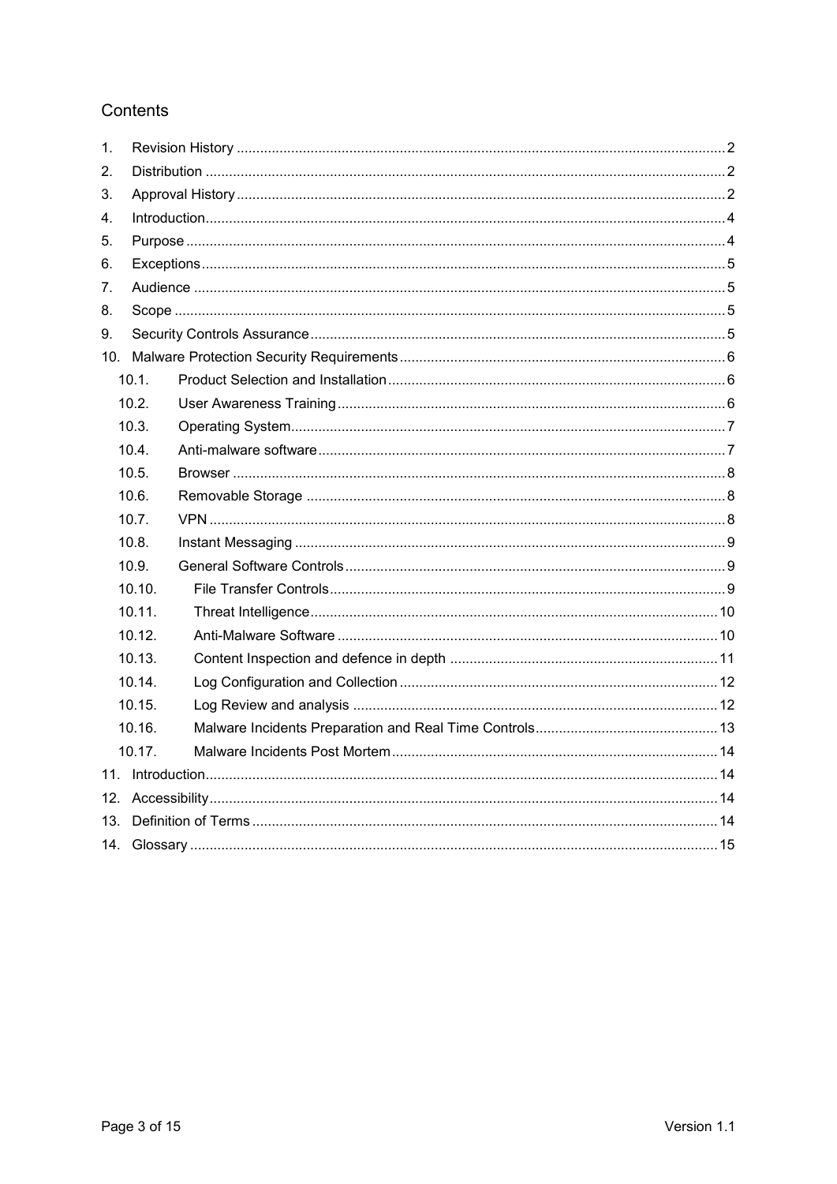# Contents

1. Revision History ........ 2
2. Distribution ........ 2
3. Approval History ........ 2
4. Introduction ........ 4
5. Purpose ........ 4
6. Exceptions ........ 5
7. Audience ........ 5
8. Scope ........ 5
9. Security Controls Assurance ........ 5
10. Malware Protection Security Requirements ........ 6
    - 10.1. Product Selection and Installation ........ 6
    - 10.2. User Awareness Training ........ 6
    - 10.3. Operating System ........ 7
    - 10.4. Anti-malware software ........ 7
    - 10.5. Browser ........ 8
    - 10.6. Removable Storage ........ 8
    - 10.7. VPN ........ 8
    - 10.8. Instant Messaging ........ 9
    - 10.9. General Software Controls ........ 9
    - 10.10. File Transfer Controls ........ 9
    - 10.11. Threat Intelligence ........ 10
    - 10.12. Anti-Malware Software ........ 10
    - 10.13. Content Inspection and defence in depth ........ 11
    - 10.14. Log Configuration and Collection ........ 12
    - 10.15. Log Review and analysis ........ 12
    - 10.16. Malware Incidents Preparation and Real Time Controls ........ 13
    - 10.17. Malware Incidents Post Mortem ........ 14
11. Introduction ........ 14
12. Accessibility ........ 14
13. Definition of Terms ........ 14
14. Glossary ........ 15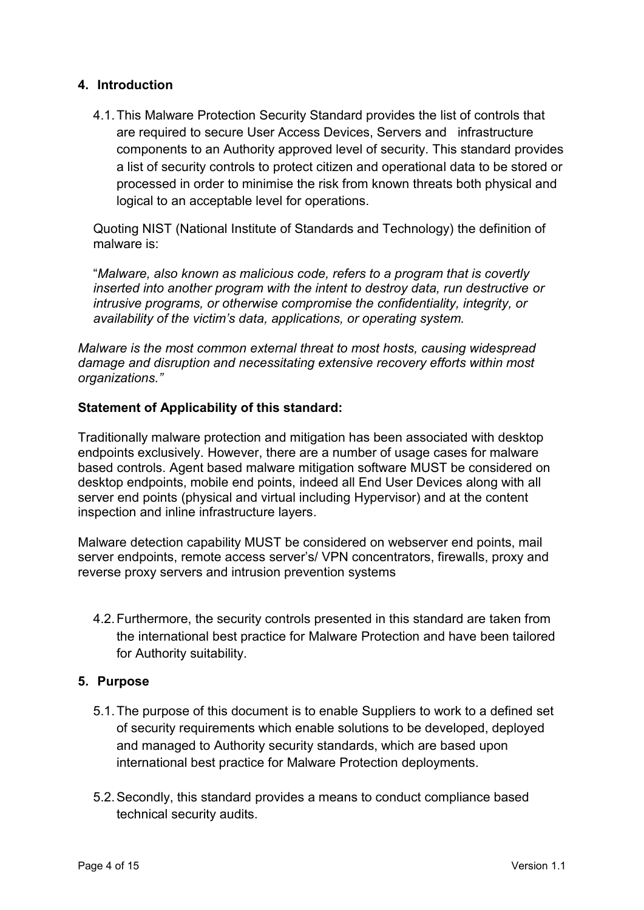## 4. Introduction

4.1. This Malware Protection Security Standard provides the list of controls that are required to secure User Access Devices, Servers and infrastructure components to an Authority approved level of security. This standard provides a list of security controls to protect citizen and operational data to be stored or processed in order to minimise the risk from known threats both physical and logical to an acceptable level for operations.

Quoting NIST (National Institute of Standards and Technology) the definition of malware is:

"*Malware, also known as malicious code, refers to a program that is covertly inserted into another program with the intent to destroy data, run destructive or intrusive programs, or otherwise compromise the confidentiality, integrity, or availability of the victim's data, applications, or operating system.*

*Malware is the most common external threat to most hosts, causing widespread damage and disruption and necessitating extensive recovery efforts within most organizations."*

**Statement of Applicability of this standard:**

Traditionally malware protection and mitigation has been associated with desktop endpoints exclusively. However, there are a number of usage cases for malware based controls. Agent based malware mitigation software MUST be considered on desktop endpoints, mobile end points, indeed all End User Devices along with all server end points (physical and virtual including Hypervisor) and at the content inspection and inline infrastructure layers.

Malware detection capability MUST be considered on webserver end points, mail server endpoints, remote access server's/ VPN concentrators, firewalls, proxy and reverse proxy servers and intrusion prevention systems

4.2. Furthermore, the security controls presented in this standard are taken from the international best practice for Malware Protection and have been tailored for Authority suitability.

## 5. Purpose

5.1. The purpose of this document is to enable Suppliers to work to a defined set of security requirements which enable solutions to be developed, deployed and managed to Authority security standards, which are based upon international best practice for Malware Protection deployments.

5.2. Secondly, this standard provides a means to conduct compliance based technical security audits.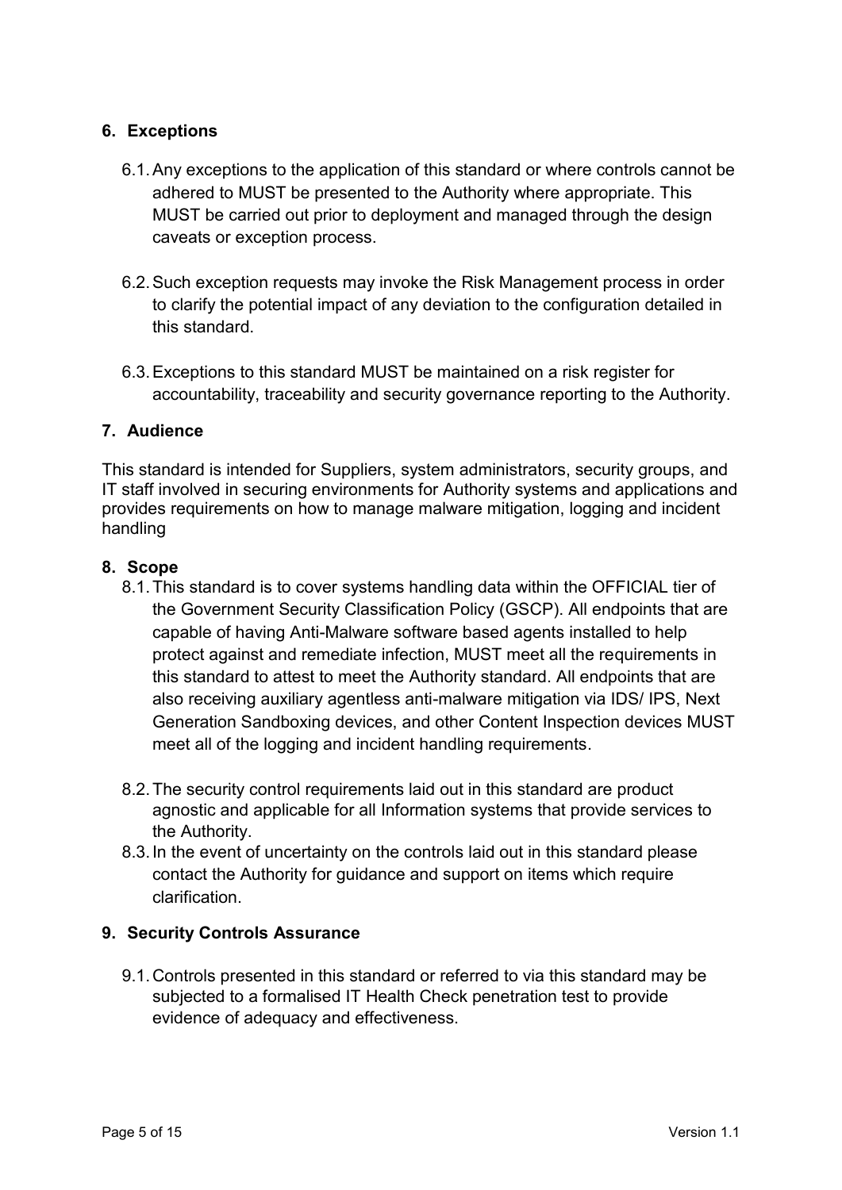## 6. Exceptions

6.1. Any exceptions to the application of this standard or where controls cannot be adhered to MUST be presented to the Authority where appropriate. This MUST be carried out prior to deployment and managed through the design caveats or exception process.

6.2. Such exception requests may invoke the Risk Management process in order to clarify the potential impact of any deviation to the configuration detailed in this standard.

6.3. Exceptions to this standard MUST be maintained on a risk register for accountability, traceability and security governance reporting to the Authority.

## 7. Audience

This standard is intended for Suppliers, system administrators, security groups, and IT staff involved in securing environments for Authority systems and applications and provides requirements on how to manage malware mitigation, logging and incident handling

## 8. Scope

8.1. This standard is to cover systems handling data within the OFFICIAL tier of the Government Security Classification Policy (GSCP). All endpoints that are capable of having Anti-Malware software based agents installed to help protect against and remediate infection, MUST meet all the requirements in this standard to attest to meet the Authority standard. All endpoints that are also receiving auxiliary agentless anti-malware mitigation via IDS/ IPS, Next Generation Sandboxing devices, and other Content Inspection devices MUST meet all of the logging and incident handling requirements.

8.2. The security control requirements laid out in this standard are product agnostic and applicable for all Information systems that provide services to the Authority.

8.3. In the event of uncertainty on the controls laid out in this standard please contact the Authority for guidance and support on items which require clarification.

## 9. Security Controls Assurance

9.1. Controls presented in this standard or referred to via this standard may be subjected to a formalised IT Health Check penetration test to provide evidence of adequacy and effectiveness.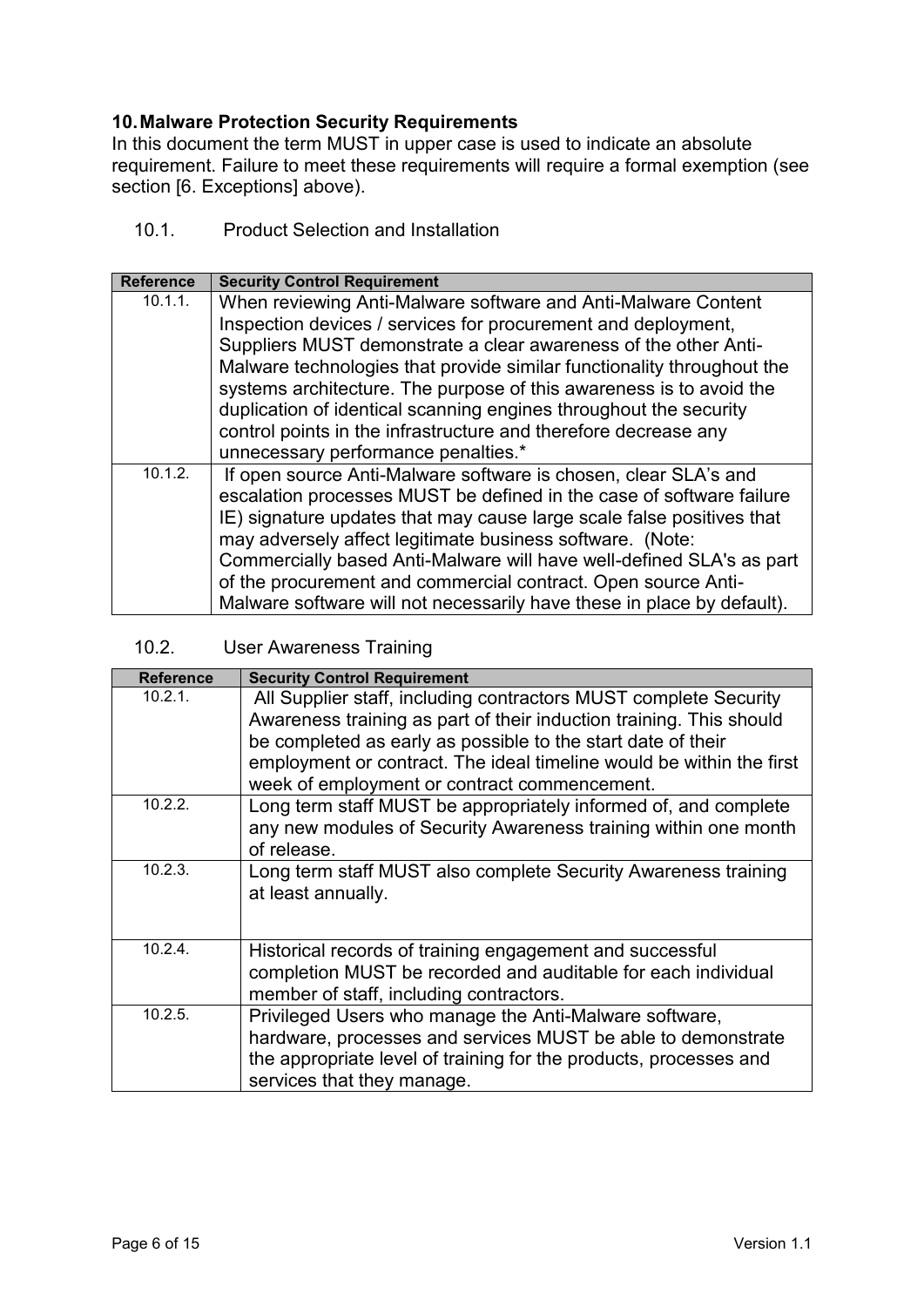## 10. Malware Protection Security Requirements

In this document the term MUST in upper case is used to indicate an absolute requirement. Failure to meet these requirements will require a formal exemption (see section [6. Exceptions] above).

### 10.1. Product Selection and Installation

| Reference | Security Control Requirement |
|---|---|
| 10.1.1. | When reviewing Anti-Malware software and Anti-Malware Content Inspection devices / services for procurement and deployment, Suppliers MUST demonstrate a clear awareness of the other Anti-Malware technologies that provide similar functionality throughout the systems architecture. The purpose of this awareness is to avoid the duplication of identical scanning engines throughout the security control points in the infrastructure and therefore decrease any unnecessary performance penalties.* |
| 10.1.2. | If open source Anti-Malware software is chosen, clear SLA's and escalation processes MUST be defined in the case of software failure IE) signature updates that may cause large scale false positives that may adversely affect legitimate business software. (Note: Commercially based Anti-Malware will have well-defined SLA's as part of the procurement and commercial contract. Open source Anti-Malware software will not necessarily have these in place by default). |

### 10.2. User Awareness Training

| Reference | Security Control Requirement |
|---|---|
| 10.2.1. | All Supplier staff, including contractors MUST complete Security Awareness training as part of their induction training. This should be completed as early as possible to the start date of their employment or contract. The ideal timeline would be within the first week of employment or contract commencement. |
| 10.2.2. | Long term staff MUST be appropriately informed of, and complete any new modules of Security Awareness training within one month of release. |
| 10.2.3. | Long term staff MUST also complete Security Awareness training at least annually. |
| 10.2.4. | Historical records of training engagement and successful completion MUST be recorded and auditable for each individual member of staff, including contractors. |
| 10.2.5. | Privileged Users who manage the Anti-Malware software, hardware, processes and services MUST be able to demonstrate the appropriate level of training for the products, processes and services that they manage. |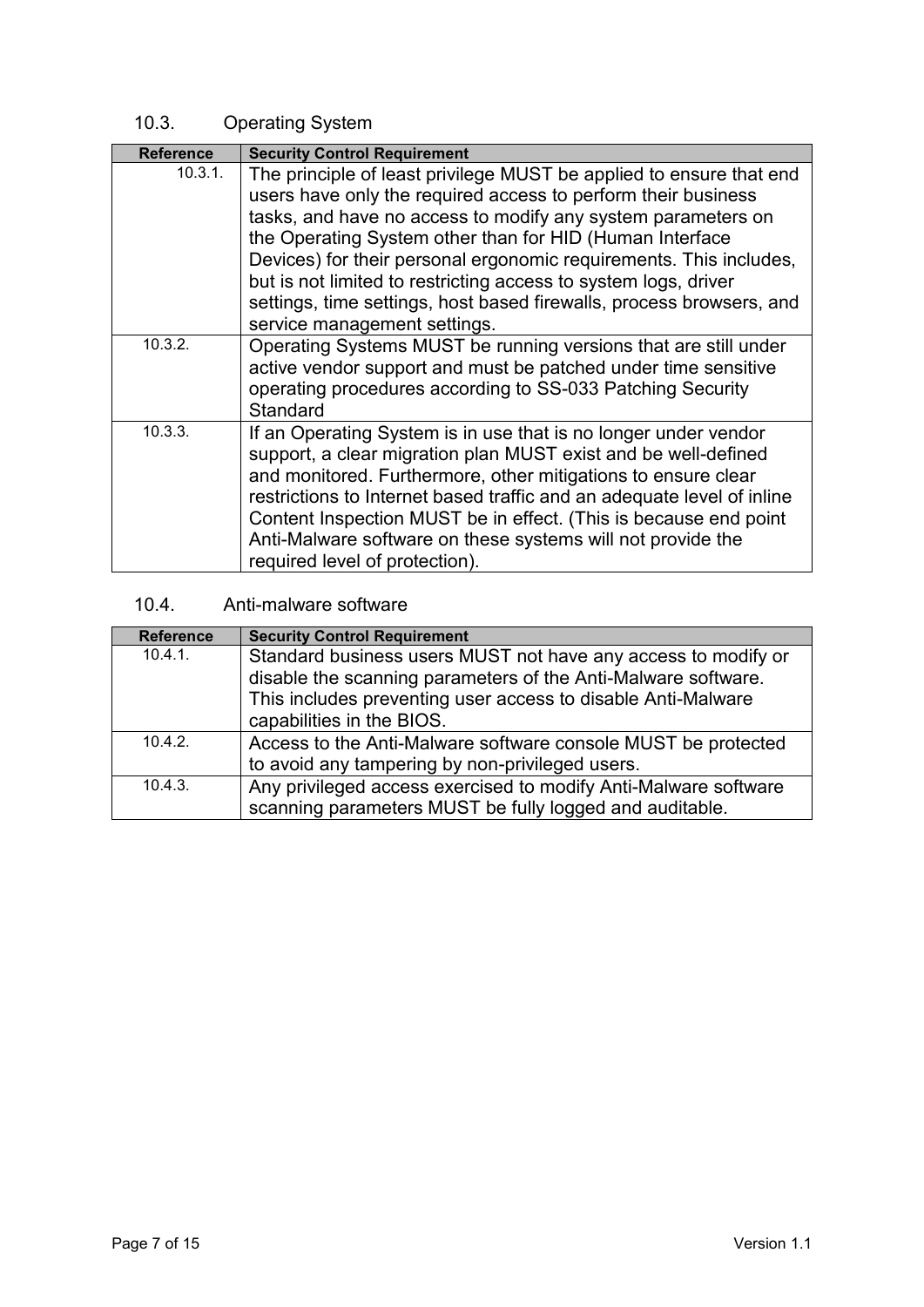## 10.3. Operating System

| Reference | Security Control Requirement |
|---|---|
| 10.3.1. | The principle of least privilege MUST be applied to ensure that end users have only the required access to perform their business tasks, and have no access to modify any system parameters on the Operating System other than for HID (Human Interface Devices) for their personal ergonomic requirements. This includes, but is not limited to restricting access to system logs, driver settings, time settings, host based firewalls, process browsers, and service management settings. |
| 10.3.2. | Operating Systems MUST be running versions that are still under active vendor support and must be patched under time sensitive operating procedures according to SS-033 Patching Security Standard |
| 10.3.3. | If an Operating System is in use that is no longer under vendor support, a clear migration plan MUST exist and be well-defined and monitored. Furthermore, other mitigations to ensure clear restrictions to Internet based traffic and an adequate level of inline Content Inspection MUST be in effect. (This is because end point Anti-Malware software on these systems will not provide the required level of protection). |

## 10.4. Anti-malware software

| Reference | Security Control Requirement |
|---|---|
| 10.4.1. | Standard business users MUST not have any access to modify or disable the scanning parameters of the Anti-Malware software. This includes preventing user access to disable Anti-Malware capabilities in the BIOS. |
| 10.4.2. | Access to the Anti-Malware software console MUST be protected to avoid any tampering by non-privileged users. |
| 10.4.3. | Any privileged access exercised to modify Anti-Malware software scanning parameters MUST be fully logged and auditable. |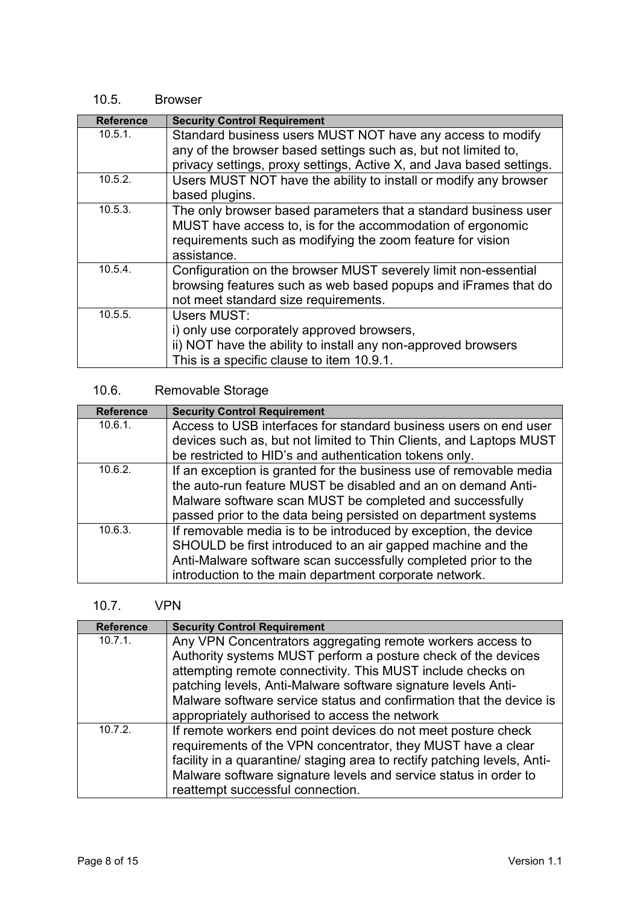## 10.5. Browser

| Reference | Security Control Requirement |
|---|---|
| 10.5.1. | Standard business users MUST NOT have any access to modify any of the browser based settings such as, but not limited to, privacy settings, proxy settings, Active X, and Java based settings. |
| 10.5.2. | Users MUST NOT have the ability to install or modify any browser based plugins. |
| 10.5.3. | The only browser based parameters that a standard business user MUST have access to, is for the accommodation of ergonomic requirements such as modifying the zoom feature for vision assistance. |
| 10.5.4. | Configuration on the browser MUST severely limit non-essential browsing features such as web based popups and iFrames that do not meet standard size requirements. |
| 10.5.5. | Users MUST:<br>i) only use corporately approved browsers,<br>ii) NOT have the ability to install any non-approved browsers<br>This is a specific clause to item 10.9.1. |

## 10.6. Removable Storage

| Reference | Security Control Requirement |
|---|---|
| 10.6.1. | Access to USB interfaces for standard business users on end user devices such as, but not limited to Thin Clients, and Laptops MUST be restricted to HID's and authentication tokens only. |
| 10.6.2. | If an exception is granted for the business use of removable media the auto-run feature MUST be disabled and an on demand Anti-Malware software scan MUST be completed and successfully passed prior to the data being persisted on department systems |
| 10.6.3. | If removable media is to be introduced by exception, the device SHOULD be first introduced to an air gapped machine and the Anti-Malware software scan successfully completed prior to the introduction to the main department corporate network. |

## 10.7. VPN

| Reference | Security Control Requirement |
|---|---|
| 10.7.1. | Any VPN Concentrators aggregating remote workers access to Authority systems MUST perform a posture check of the devices attempting remote connectivity. This MUST include checks on patching levels, Anti-Malware software signature levels Anti-Malware software service status and confirmation that the device is appropriately authorised to access the network |
| 10.7.2. | If remote workers end point devices do not meet posture check requirements of the VPN concentrator, they MUST have a clear facility in a quarantine/ staging area to rectify patching levels, Anti-Malware software signature levels and service status in order to reattempt successful connection. |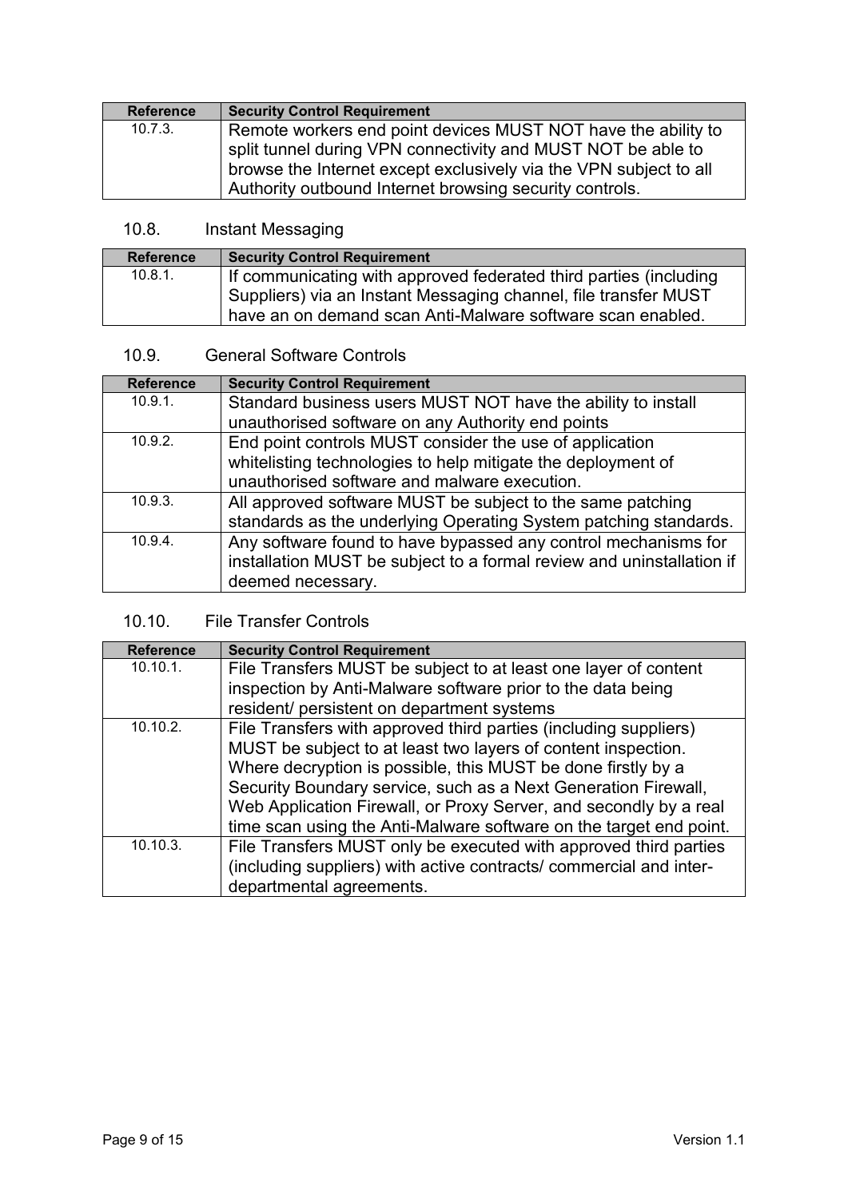| Reference | Security Control Requirement |
|---|---|
| 10.7.3. | Remote workers end point devices MUST NOT have the ability to split tunnel during VPN connectivity and MUST NOT be able to browse the Internet except exclusively via the VPN subject to all Authority outbound Internet browsing security controls. |

## 10.8. Instant Messaging

| Reference | Security Control Requirement |
|---|---|
| 10.8.1. | If communicating with approved federated third parties (including Suppliers) via an Instant Messaging channel, file transfer MUST have an on demand scan Anti-Malware software scan enabled. |

## 10.9. General Software Controls

| Reference | Security Control Requirement |
|---|---|
| 10.9.1. | Standard business users MUST NOT have the ability to install unauthorised software on any Authority end points |
| 10.9.2. | End point controls MUST consider the use of application whitelisting technologies to help mitigate the deployment of unauthorised software and malware execution. |
| 10.9.3. | All approved software MUST be subject to the same patching standards as the underlying Operating System patching standards. |
| 10.9.4. | Any software found to have bypassed any control mechanisms for installation MUST be subject to a formal review and uninstallation if deemed necessary. |

## 10.10. File Transfer Controls

| Reference | Security Control Requirement |
|---|---|
| 10.10.1. | File Transfers MUST be subject to at least one layer of content inspection by Anti-Malware software prior to the data being resident/ persistent on department systems |
| 10.10.2. | File Transfers with approved third parties (including suppliers) MUST be subject to at least two layers of content inspection. Where decryption is possible, this MUST be done firstly by a Security Boundary service, such as a Next Generation Firewall, Web Application Firewall, or Proxy Server, and secondly by a real time scan using the Anti-Malware software on the target end point. |
| 10.10.3. | File Transfers MUST only be executed with approved third parties (including suppliers) with active contracts/ commercial and inter-departmental agreements. |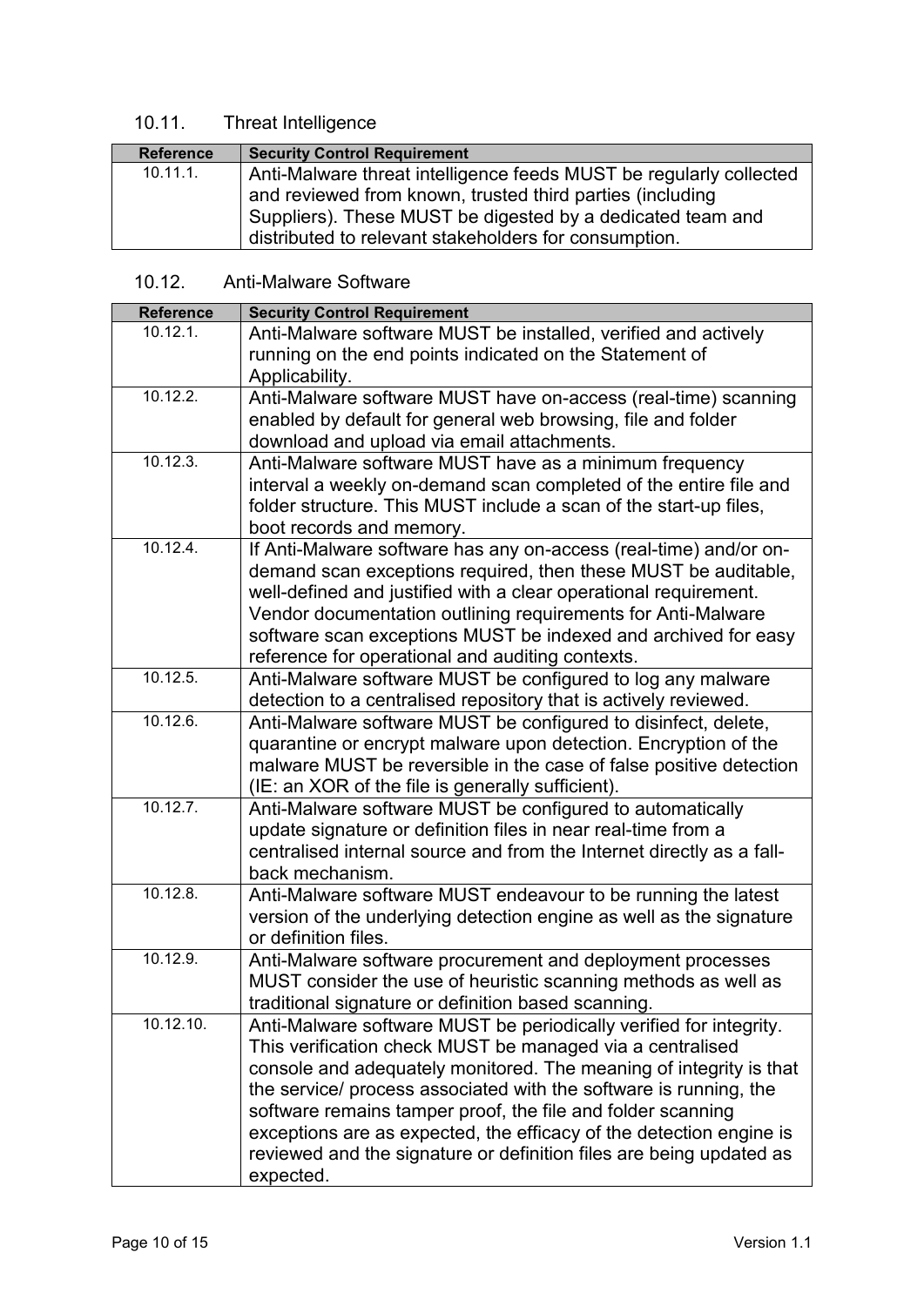### 10.11. Threat Intelligence

| Reference | Security Control Requirement |
| --- | --- |
| 10.11.1. | Anti-Malware threat intelligence feeds MUST be regularly collected and reviewed from known, trusted third parties (including Suppliers). These MUST be digested by a dedicated team and distributed to relevant stakeholders for consumption. |

### 10.12. Anti-Malware Software

| Reference | Security Control Requirement |
| --- | --- |
| 10.12.1. | Anti-Malware software MUST be installed, verified and actively running on the end points indicated on the Statement of Applicability. |
| 10.12.2. | Anti-Malware software MUST have on-access (real-time) scanning enabled by default for general web browsing, file and folder download and upload via email attachments. |
| 10.12.3. | Anti-Malware software MUST have as a minimum frequency interval a weekly on-demand scan completed of the entire file and folder structure. This MUST include a scan of the start-up files, boot records and memory. |
| 10.12.4. | If Anti-Malware software has any on-access (real-time) and/or on-demand scan exceptions required, then these MUST be auditable, well-defined and justified with a clear operational requirement. Vendor documentation outlining requirements for Anti-Malware software scan exceptions MUST be indexed and archived for easy reference for operational and auditing contexts. |
| 10.12.5. | Anti-Malware software MUST be configured to log any malware detection to a centralised repository that is actively reviewed. |
| 10.12.6. | Anti-Malware software MUST be configured to disinfect, delete, quarantine or encrypt malware upon detection. Encryption of the malware MUST be reversible in the case of false positive detection (IE: an XOR of the file is generally sufficient). |
| 10.12.7. | Anti-Malware software MUST be configured to automatically update signature or definition files in near real-time from a centralised internal source and from the Internet directly as a fall-back mechanism. |
| 10.12.8. | Anti-Malware software MUST endeavour to be running the latest version of the underlying detection engine as well as the signature or definition files. |
| 10.12.9. | Anti-Malware software procurement and deployment processes MUST consider the use of heuristic scanning methods as well as traditional signature or definition based scanning. |
| 10.12.10. | Anti-Malware software MUST be periodically verified for integrity. This verification check MUST be managed via a centralised console and adequately monitored. The meaning of integrity is that the service/ process associated with the software is running, the software remains tamper proof, the file and folder scanning exceptions are as expected, the efficacy of the detection engine is reviewed and the signature or definition files are being updated as expected. |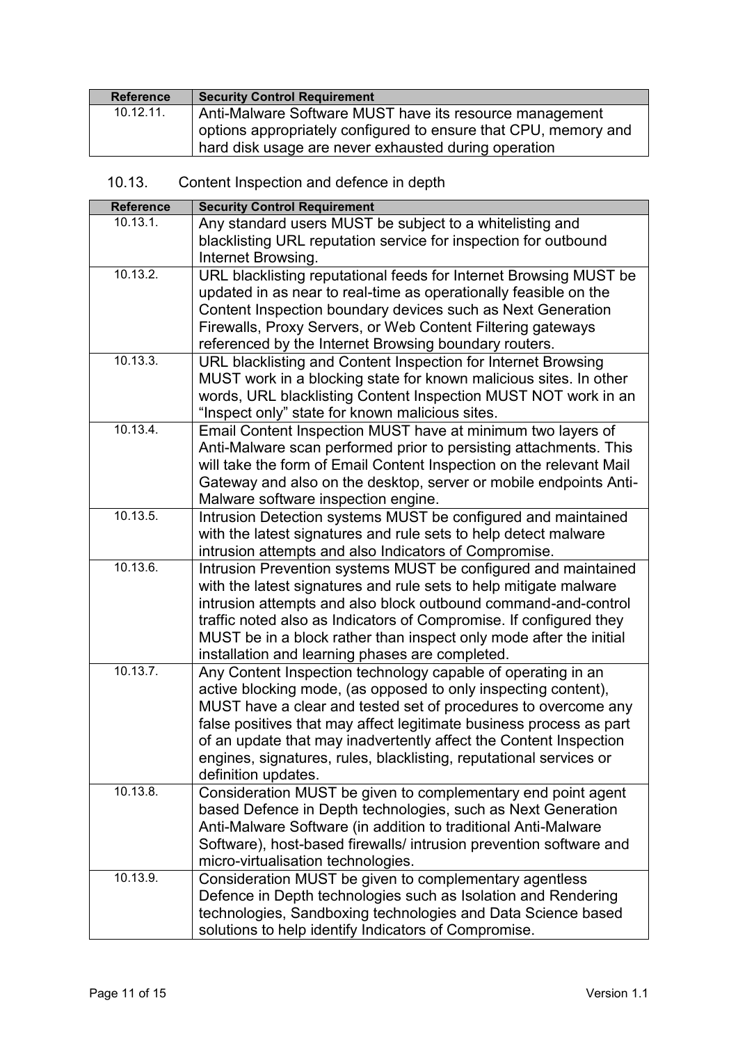| Reference | Security Control Requirement |
|---|---|
| 10.12.11. | Anti-Malware Software MUST have its resource management options appropriately configured to ensure that CPU, memory and hard disk usage are never exhausted during operation |

## 10.13. Content Inspection and defence in depth

| Reference | Security Control Requirement |
|---|---|
| 10.13.1. | Any standard users MUST be subject to a whitelisting and blacklisting URL reputation service for inspection for outbound Internet Browsing. |
| 10.13.2. | URL blacklisting reputational feeds for Internet Browsing MUST be updated in as near to real-time as operationally feasible on the Content Inspection boundary devices such as Next Generation Firewalls, Proxy Servers, or Web Content Filtering gateways referenced by the Internet Browsing boundary routers. |
| 10.13.3. | URL blacklisting and Content Inspection for Internet Browsing MUST work in a blocking state for known malicious sites. In other words, URL blacklisting Content Inspection MUST NOT work in an "Inspect only" state for known malicious sites. |
| 10.13.4. | Email Content Inspection MUST have at minimum two layers of Anti-Malware scan performed prior to persisting attachments. This will take the form of Email Content Inspection on the relevant Mail Gateway and also on the desktop, server or mobile endpoints Anti-Malware software inspection engine. |
| 10.13.5. | Intrusion Detection systems MUST be configured and maintained with the latest signatures and rule sets to help detect malware intrusion attempts and also Indicators of Compromise. |
| 10.13.6. | Intrusion Prevention systems MUST be configured and maintained with the latest signatures and rule sets to help mitigate malware intrusion attempts and also block outbound command-and-control traffic noted also as Indicators of Compromise. If configured they MUST be in a block rather than inspect only mode after the initial installation and learning phases are completed. |
| 10.13.7. | Any Content Inspection technology capable of operating in an active blocking mode, (as opposed to only inspecting content), MUST have a clear and tested set of procedures to overcome any false positives that may affect legitimate business process as part of an update that may inadvertently affect the Content Inspection engines, signatures, rules, blacklisting, reputational services or definition updates. |
| 10.13.8. | Consideration MUST be given to complementary end point agent based Defence in Depth technologies, such as Next Generation Anti-Malware Software (in addition to traditional Anti-Malware Software), host-based firewalls/ intrusion prevention software and micro-virtualisation technologies. |
| 10.13.9. | Consideration MUST be given to complementary agentless Defence in Depth technologies such as Isolation and Rendering technologies, Sandboxing technologies and Data Science based solutions to help identify Indicators of Compromise. |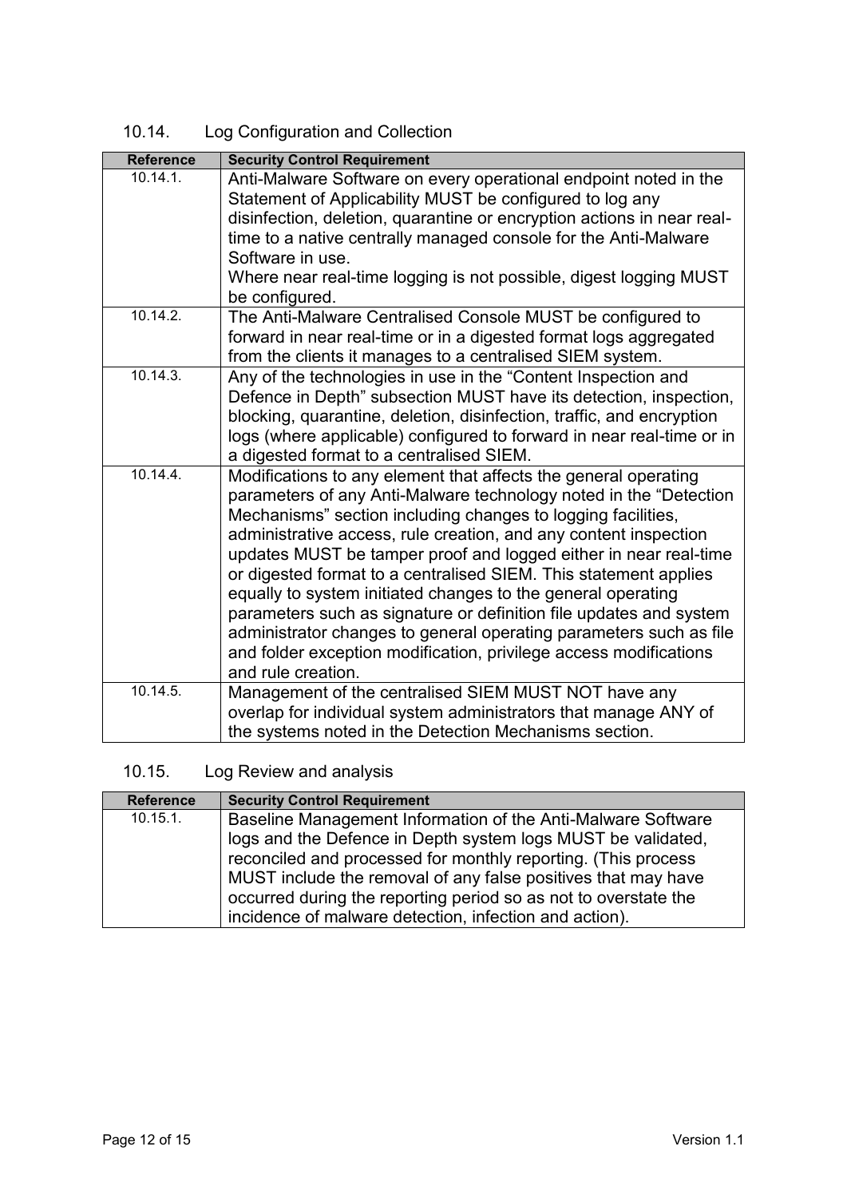## 10.14. Log Configuration and Collection

| Reference | Security Control Requirement |
|---|---|
| 10.14.1. | Anti-Malware Software on every operational endpoint noted in the Statement of Applicability MUST be configured to log any disinfection, deletion, quarantine or encryption actions in near real-time to a native centrally managed console for the Anti-Malware Software in use.<br>Where near real-time logging is not possible, digest logging MUST be configured. |
| 10.14.2. | The Anti-Malware Centralised Console MUST be configured to forward in near real-time or in a digested format logs aggregated from the clients it manages to a centralised SIEM system. |
| 10.14.3. | Any of the technologies in use in the “Content Inspection and Defence in Depth” subsection MUST have its detection, inspection, blocking, quarantine, deletion, disinfection, traffic, and encryption logs (where applicable) configured to forward in near real-time or in a digested format to a centralised SIEM. |
| 10.14.4. | Modifications to any element that affects the general operating parameters of any Anti-Malware technology noted in the “Detection Mechanisms” section including changes to logging facilities, administrative access, rule creation, and any content inspection updates MUST be tamper proof and logged either in near real-time or digested format to a centralised SIEM. This statement applies equally to system initiated changes to the general operating parameters such as signature or definition file updates and system administrator changes to general operating parameters such as file and folder exception modification, privilege access modifications and rule creation. |
| 10.14.5. | Management of the centralised SIEM MUST NOT have any overlap for individual system administrators that manage ANY of the systems noted in the Detection Mechanisms section. |

## 10.15. Log Review and analysis

| Reference | Security Control Requirement |
|---|---|
| 10.15.1. | Baseline Management Information of the Anti-Malware Software logs and the Defence in Depth system logs MUST be validated, reconciled and processed for monthly reporting. (This process MUST include the removal of any false positives that may have occurred during the reporting period so as not to overstate the incidence of malware detection, infection and action). |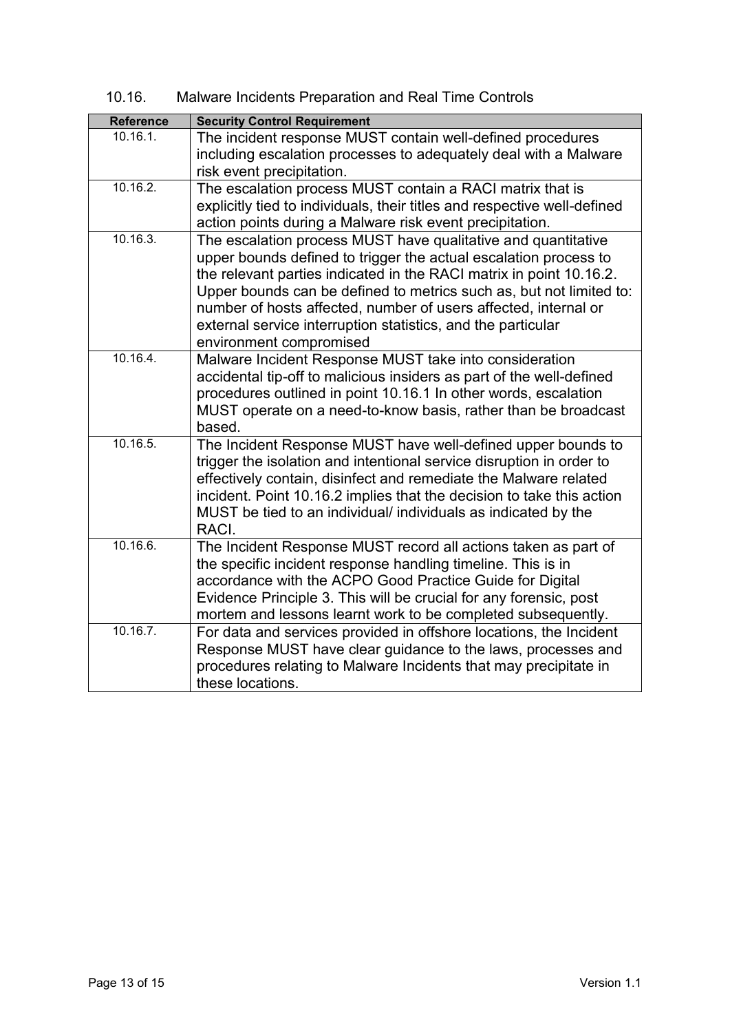## 10.16. Malware Incidents Preparation and Real Time Controls

| Reference | Security Control Requirement |
| --- | --- |
| 10.16.1. | The incident response MUST contain well-defined procedures including escalation processes to adequately deal with a Malware risk event precipitation. |
| 10.16.2. | The escalation process MUST contain a RACI matrix that is explicitly tied to individuals, their titles and respective well-defined action points during a Malware risk event precipitation. |
| 10.16.3. | The escalation process MUST have qualitative and quantitative upper bounds defined to trigger the actual escalation process to the relevant parties indicated in the RACI matrix in point 10.16.2. Upper bounds can be defined to metrics such as, but not limited to: number of hosts affected, number of users affected, internal or external service interruption statistics, and the particular environment compromised |
| 10.16.4. | Malware Incident Response MUST take into consideration accidental tip-off to malicious insiders as part of the well-defined procedures outlined in point 10.16.1 In other words, escalation MUST operate on a need-to-know basis, rather than be broadcast based. |
| 10.16.5. | The Incident Response MUST have well-defined upper bounds to trigger the isolation and intentional service disruption in order to effectively contain, disinfect and remediate the Malware related incident. Point 10.16.2 implies that the decision to take this action MUST be tied to an individual/ individuals as indicated by the RACI. |
| 10.16.6. | The Incident Response MUST record all actions taken as part of the specific incident response handling timeline. This is in accordance with the ACPO Good Practice Guide for Digital Evidence Principle 3. This will be crucial for any forensic, post mortem and lessons learnt work to be completed subsequently. |
| 10.16.7. | For data and services provided in offshore locations, the Incident Response MUST have clear guidance to the laws, processes and procedures relating to Malware Incidents that may precipitate in these locations. |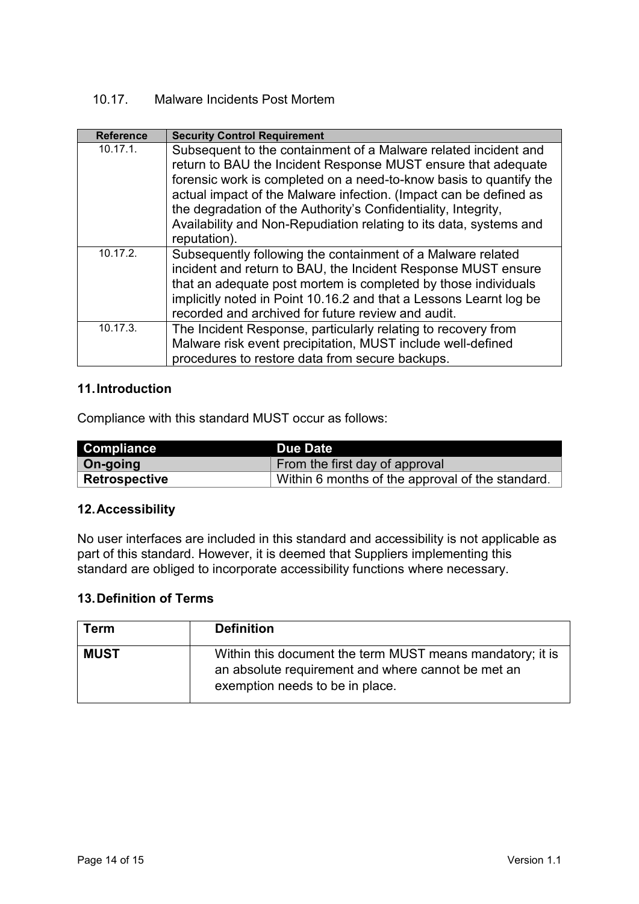### 10.17. Malware Incidents Post Mortem

| Reference | Security Control Requirement |
| --- | --- |
| 10.17.1. | Subsequent to the containment of a Malware related incident and return to BAU the Incident Response MUST ensure that adequate forensic work is completed on a need-to-know basis to quantify the actual impact of the Malware infection. (Impact can be defined as the degradation of the Authority's Confidentiality, Integrity, Availability and Non-Repudiation relating to its data, systems and reputation). |
| 10.17.2. | Subsequently following the containment of a Malware related incident and return to BAU, the Incident Response MUST ensure that an adequate post mortem is completed by those individuals implicitly noted in Point 10.16.2 and that a Lessons Learnt log be recorded and archived for future review and audit. |
| 10.17.3. | The Incident Response, particularly relating to recovery from Malware risk event precipitation, MUST include well-defined procedures to restore data from secure backups. |

## 11. Introduction

Compliance with this standard MUST occur as follows:

| Compliance | Due Date |
| --- | --- |
| **On-going** | From the first day of approval |
| **Retrospective** | Within 6 months of the approval of the standard. |

## 12. Accessibility

No user interfaces are included in this standard and accessibility is not applicable as part of this standard. However, it is deemed that Suppliers implementing this standard are obliged to incorporate accessibility functions where necessary.

## 13. Definition of Terms

| Term | Definition |
| --- | --- |
| **MUST** | Within this document the term MUST means mandatory; it is an absolute requirement and where cannot be met an exemption needs to be in place. |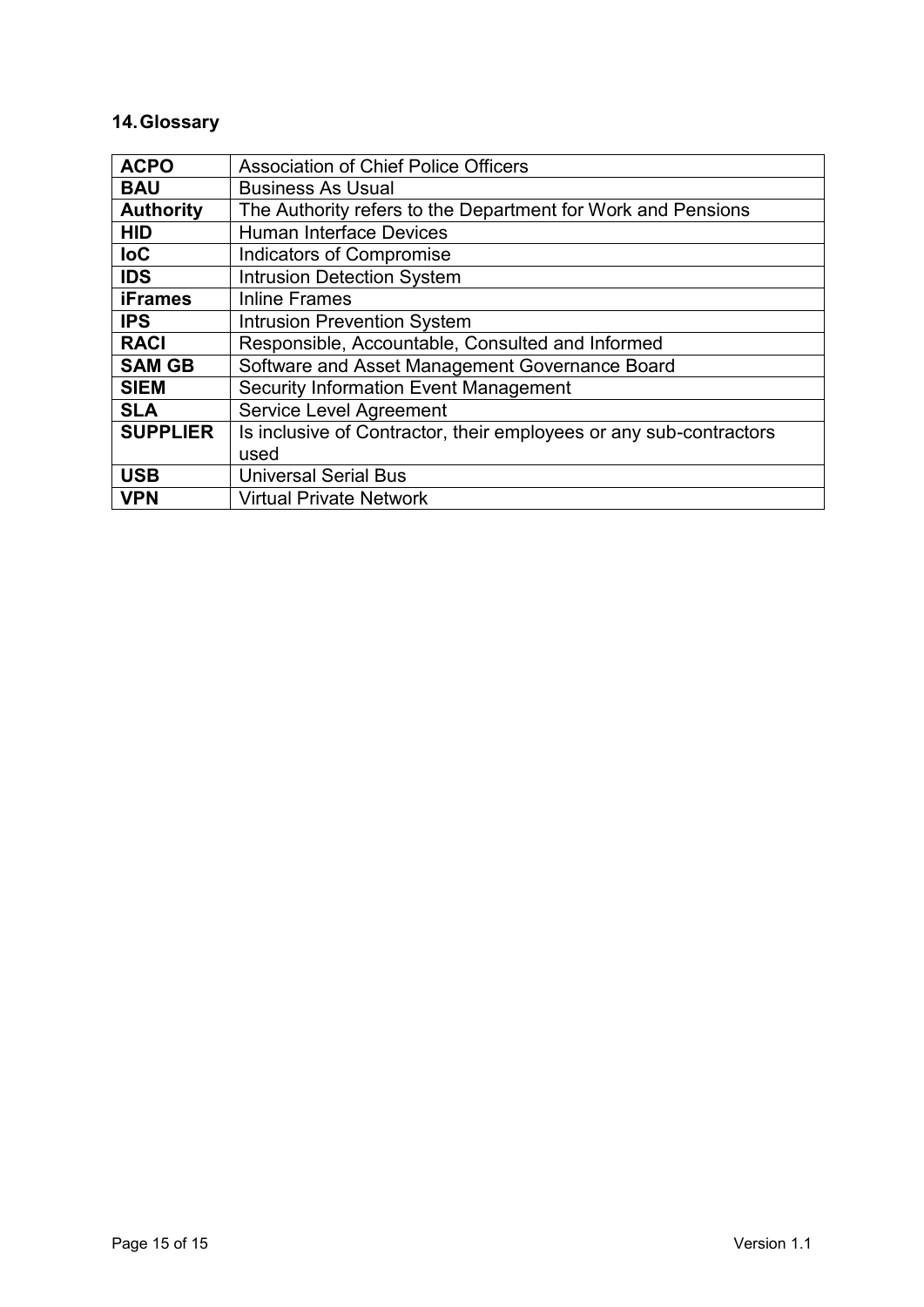## 14. Glossary

| | |
|---|---|
| **ACPO** | Association of Chief Police Officers |
| **BAU** | Business As Usual |
| **Authority** | The Authority refers to the Department for Work and Pensions |
| **HID** | Human Interface Devices |
| **IoC** | Indicators of Compromise |
| **IDS** | Intrusion Detection System |
| **iFrames** | Inline Frames |
| **IPS** | Intrusion Prevention System |
| **RACI** | Responsible, Accountable, Consulted and Informed |
| **SAM GB** | Software and Asset Management Governance Board |
| **SIEM** | Security Information Event Management |
| **SLA** | Service Level Agreement |
| **SUPPLIER** | Is inclusive of Contractor, their employees or any sub-contractors used |
| **USB** | Universal Serial Bus |
| **VPN** | Virtual Private Network |